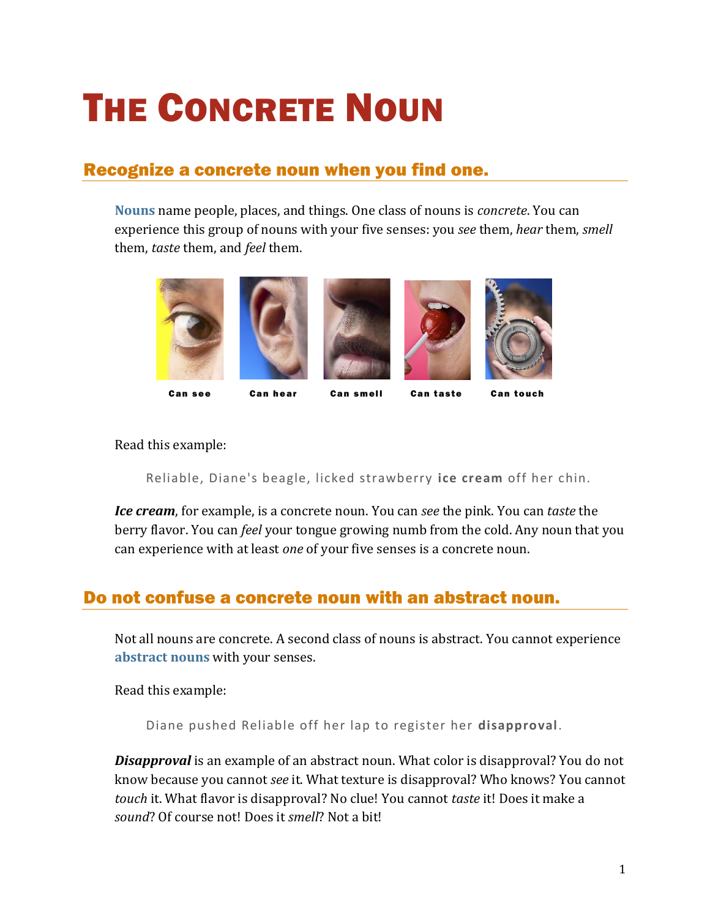# The Concrete Noun

## Recognize a concrete noun when you find one.

**Nouns** name people, places, and things. One class of nouns is *concrete*. You can experience this group of nouns with your five senses: you *see* them, *hear* them, *smell* them, *taste* them, and *feel* them.

Can see | Can hear | Can smell | Can taste | Can touch

Read this example:

> Reliable, Diane's beagle, licked strawberry **ice cream** off her chin.

***Ice cream***, for example, is a concrete noun. You can *see* the pink. You can *taste* the berry flavor. You can *feel* your tongue growing numb from the cold. Any noun that you can experience with at least *one* of your five senses is a concrete noun.

## Do not confuse a concrete noun with an abstract noun.

Not all nouns are concrete. A second class of nouns is abstract. You cannot experience **abstract nouns** with your senses.

Read this example:

> Diane pushed Reliable off her lap to register her **disapproval**.

***Disapproval*** is an example of an abstract noun. What color is disapproval? You do not know because you cannot *see* it. What texture is disapproval? Who knows? You cannot *touch* it. What flavor is disapproval? No clue! You cannot *taste* it! Does it make a *sound*? Of course not! Does it *smell*? Not a bit!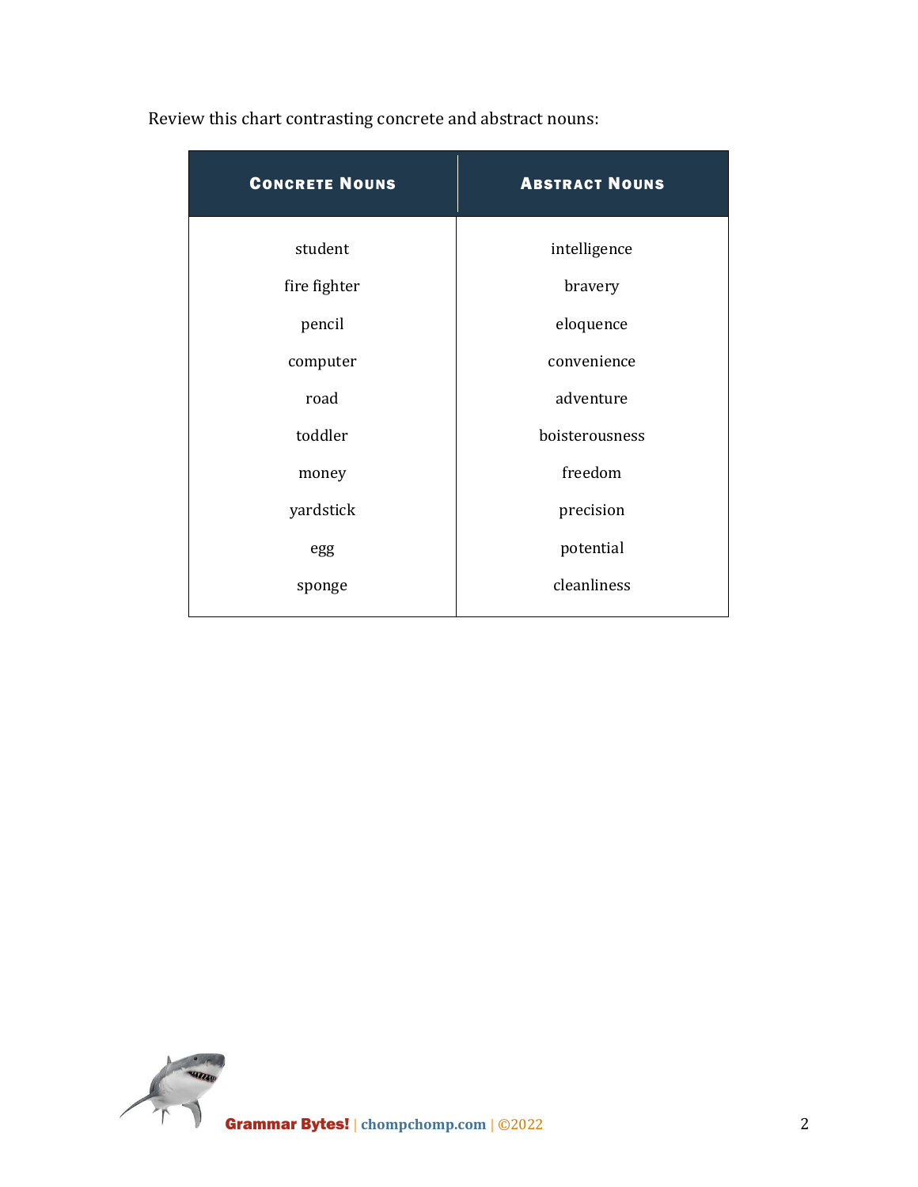Review this chart contrasting concrete and abstract nouns:

| Concrete Nouns | Abstract Nouns |
| --- | --- |
| student | intelligence |
| fire fighter | bravery |
| pencil | eloquence |
| computer | convenience |
| road | adventure |
| toddler | boisterousness |
| money | freedom |
| yardstick | precision |
| egg | potential |
| sponge | cleanliness |

**Grammar Bytes!** | chompchomp.com | ©2022